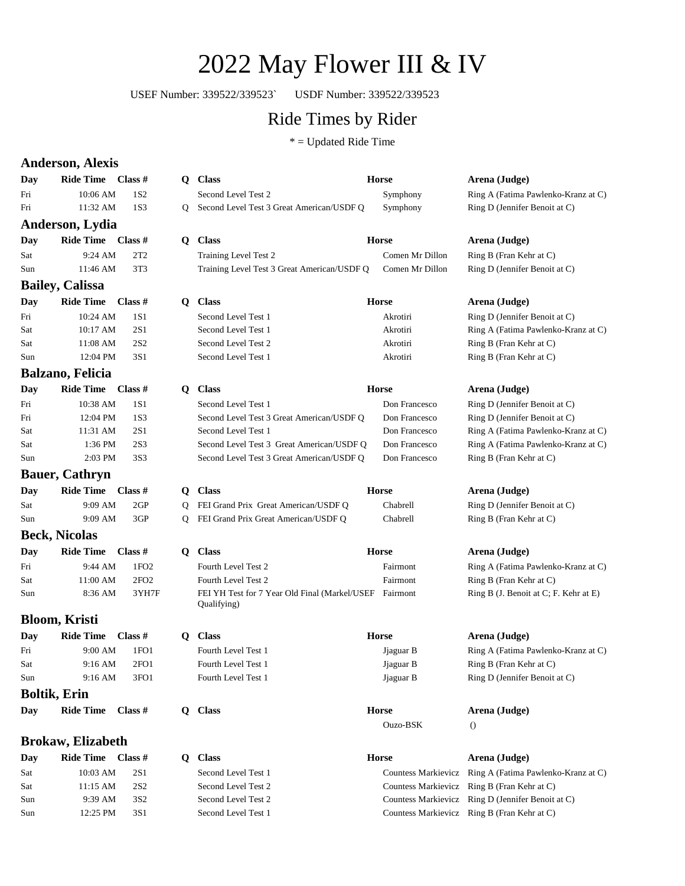# 2022 May Flower III & IV

USEF Number: 339522/339523` USDF Number: 339522/339523

## Ride Times by Rider

* = Updated Ride Time

### Anderson, Alexis

| Day | Ride Time | Class # | Q | Class | Horse | Arena (Judge) |
|---|---|---|---|---|---|---|
| Fri | 10:06 AM | 1S2 | | Second Level Test 2 | Symphony | Ring A (Fatima Pawlenko-Kranz at C) |
| Fri | 11:32 AM | 1S3 | Q | Second Level Test 3 Great American/USDF Q | Symphony | Ring D (Jennifer Benoit at C) |

### Anderson, Lydia

| Day | Ride Time | Class # | Q | Class | Horse | Arena (Judge) |
|---|---|---|---|---|---|---|
| Sat | 9:24 AM | 2T2 | | Training Level Test 2 | Comen Mr Dillon | Ring B (Fran Kehr at C) |
| Sun | 11:46 AM | 3T3 | | Training Level Test 3 Great American/USDF Q | Comen Mr Dillon | Ring D (Jennifer Benoit at C) |

### Bailey, Calissa

| Day | Ride Time | Class # | Q | Class | Horse | Arena (Judge) |
|---|---|---|---|---|---|---|
| Fri | 10:24 AM | 1S1 | | Second Level Test 1 | Akrotiri | Ring D (Jennifer Benoit at C) |
| Sat | 10:17 AM | 2S1 | | Second Level Test 1 | Akrotiri | Ring A (Fatima Pawlenko-Kranz at C) |
| Sat | 11:08 AM | 2S2 | | Second Level Test 2 | Akrotiri | Ring B (Fran Kehr at C) |
| Sun | 12:04 PM | 3S1 | | Second Level Test 1 | Akrotiri | Ring B (Fran Kehr at C) |

### Balzano, Felicia

| Day | Ride Time | Class # | Q | Class | Horse | Arena (Judge) |
|---|---|---|---|---|---|---|
| Fri | 10:38 AM | 1S1 | | Second Level Test 1 | Don Francesco | Ring D (Jennifer Benoit at C) |
| Fri | 12:04 PM | 1S3 | | Second Level Test 3 Great American/USDF Q | Don Francesco | Ring D (Jennifer Benoit at C) |
| Sat | 11:31 AM | 2S1 | | Second Level Test 1 | Don Francesco | Ring A (Fatima Pawlenko-Kranz at C) |
| Sat | 1:36 PM | 2S3 | | Second Level Test 3 Great American/USDF Q | Don Francesco | Ring A (Fatima Pawlenko-Kranz at C) |
| Sun | 2:03 PM | 3S3 | | Second Level Test 3 Great American/USDF Q | Don Francesco | Ring B (Fran Kehr at C) |

### Bauer, Cathryn

| Day | Ride Time | Class # | Q | Class | Horse | Arena (Judge) |
|---|---|---|---|---|---|---|
| Sat | 9:09 AM | 2GP | Q | FEI Grand Prix Great American/USDF Q | Chabrell | Ring D (Jennifer Benoit at C) |
| Sun | 9:09 AM | 3GP | Q | FEI Grand Prix Great American/USDF Q | Chabrell | Ring B (Fran Kehr at C) |

### Beck, Nicolas

| Day | Ride Time | Class # | Q | Class | Horse | Arena (Judge) |
|---|---|---|---|---|---|---|
| Fri | 9:44 AM | 1FO2 | | Fourth Level Test 2 | Fairmont | Ring A (Fatima Pawlenko-Kranz at C) |
| Sat | 11:00 AM | 2FO2 | | Fourth Level Test 2 | Fairmont | Ring B (Fran Kehr at C) |
| Sun | 8:36 AM | 3YH7F | | FEI YH Test for 7 Year Old Final (Markel/USEF Qualifying) | Fairmont | Ring B (J. Benoit at C; F. Kehr at E) |

### Bloom, Kristi

| Day | Ride Time | Class # | Q | Class | Horse | Arena (Judge) |
|---|---|---|---|---|---|---|
| Fri | 9:00 AM | 1FO1 | | Fourth Level Test 1 | Jjaguar B | Ring A (Fatima Pawlenko-Kranz at C) |
| Sat | 9:16 AM | 2FO1 | | Fourth Level Test 1 | Jjaguar B | Ring B (Fran Kehr at C) |
| Sun | 9:16 AM | 3FO1 | | Fourth Level Test 1 | Jjaguar B | Ring D (Jennifer Benoit at C) |

### Boltik, Erin

| Day | Ride Time | Class # | Q | Class | Horse | Arena (Judge) |
|---|---|---|---|---|---|---|
| | | | | | Ouzo-BSK | () |

### Brokaw, Elizabeth

| Day | Ride Time | Class # | Q | Class | Horse | Arena (Judge) |
|---|---|---|---|---|---|---|
| Sat | 10:03 AM | 2S1 | | Second Level Test 1 | Countess Markievicz | Ring A (Fatima Pawlenko-Kranz at C) |
| Sat | 11:15 AM | 2S2 | | Second Level Test 2 | Countess Markievicz | Ring B (Fran Kehr at C) |
| Sun | 9:39 AM | 3S2 | | Second Level Test 2 | Countess Markievicz | Ring D (Jennifer Benoit at C) |
| Sun | 12:25 PM | 3S1 | | Second Level Test 1 | Countess Markievicz | Ring B (Fran Kehr at C) |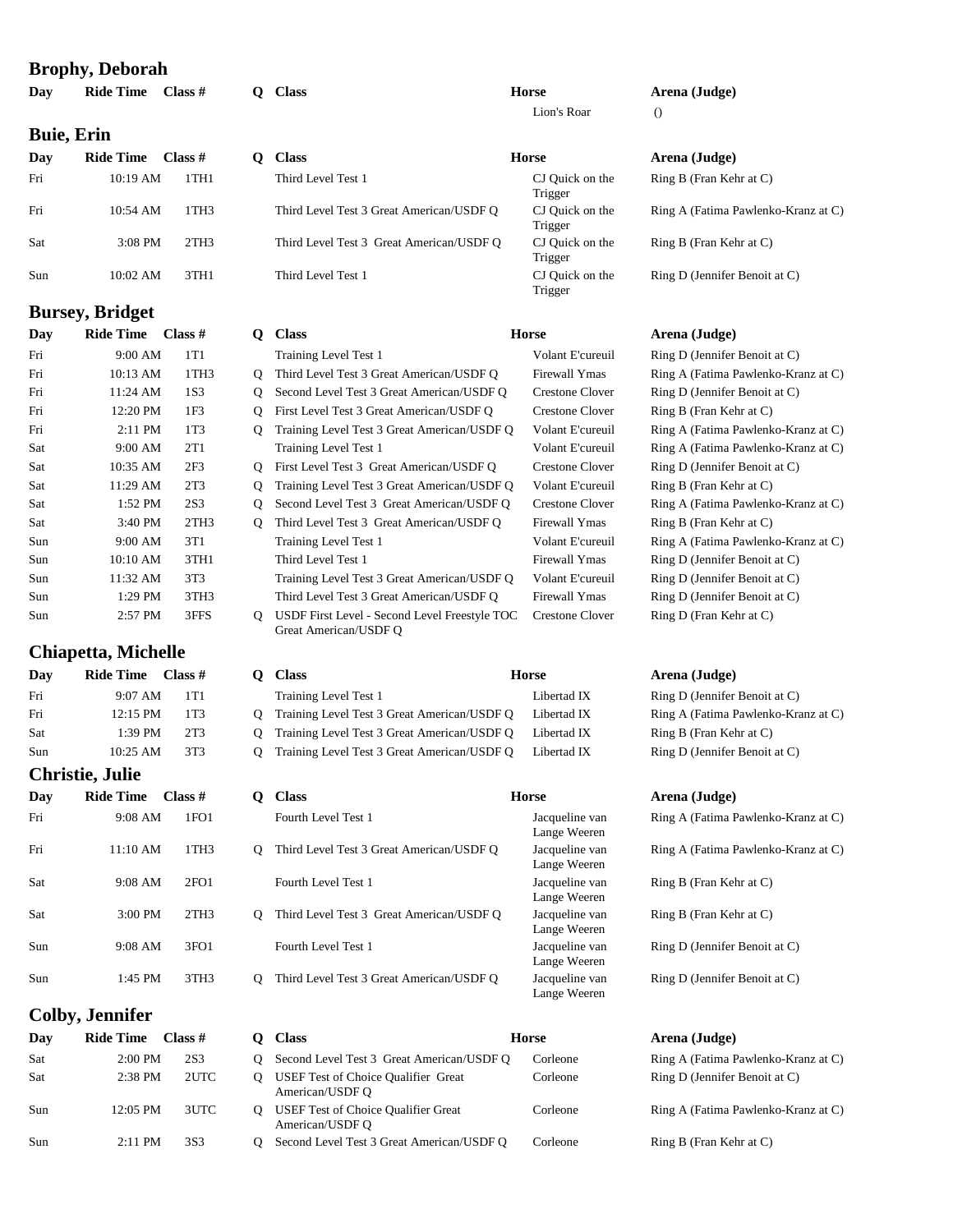## Brophy, Deborah

| Day | Ride Time | Class # | Q | Class | Horse | Arena (Judge) |
|---|---|---|---|---|---|---|
| | | | | | Lion's Roar | () |

## Buie, Erin

| Day | Ride Time | Class # | Q | Class | Horse | Arena (Judge) |
|---|---|---|---|---|---|---|
| Fri | 10:19 AM | 1TH1 | | Third Level Test 1 | CJ Quick on the Trigger | Ring B (Fran Kehr at C) |
| Fri | 10:54 AM | 1TH3 | | Third Level Test 3 Great American/USDF Q | CJ Quick on the Trigger | Ring A (Fatima Pawlenko-Kranz at C) |
| Sat | 3:08 PM | 2TH3 | | Third Level Test 3 Great American/USDF Q | CJ Quick on the Trigger | Ring B (Fran Kehr at C) |
| Sun | 10:02 AM | 3TH1 | | Third Level Test 1 | CJ Quick on the Trigger | Ring D (Jennifer Benoit at C) |

## Bursey, Bridget

| Day | Ride Time | Class # | Q | Class | Horse | Arena (Judge) |
|---|---|---|---|---|---|---|
| Fri | 9:00 AM | 1T1 | | Training Level Test 1 | Volant E'cureuil | Ring D (Jennifer Benoit at C) |
| Fri | 10:13 AM | 1TH3 | Q | Third Level Test 3 Great American/USDF Q | Firewall Ymas | Ring A (Fatima Pawlenko-Kranz at C) |
| Fri | 11:24 AM | 1S3 | Q | Second Level Test 3 Great American/USDF Q | Crestone Clover | Ring D (Jennifer Benoit at C) |
| Fri | 12:20 PM | 1F3 | Q | First Level Test 3 Great American/USDF Q | Crestone Clover | Ring B (Fran Kehr at C) |
| Fri | 2:11 PM | 1T3 | Q | Training Level Test 3 Great American/USDF Q | Volant E'cureuil | Ring A (Fatima Pawlenko-Kranz at C) |
| Sat | 9:00 AM | 2T1 | | Training Level Test 1 | Volant E'cureuil | Ring A (Fatima Pawlenko-Kranz at C) |
| Sat | 10:35 AM | 2F3 | Q | First Level Test 3 Great American/USDF Q | Crestone Clover | Ring D (Jennifer Benoit at C) |
| Sat | 11:29 AM | 2T3 | Q | Training Level Test 3 Great American/USDF Q | Volant E'cureuil | Ring B (Fran Kehr at C) |
| Sat | 1:52 PM | 2S3 | Q | Second Level Test 3 Great American/USDF Q | Crestone Clover | Ring A (Fatima Pawlenko-Kranz at C) |
| Sat | 3:40 PM | 2TH3 | Q | Third Level Test 3 Great American/USDF Q | Firewall Ymas | Ring B (Fran Kehr at C) |
| Sun | 9:00 AM | 3T1 | | Training Level Test 1 | Volant E'cureuil | Ring A (Fatima Pawlenko-Kranz at C) |
| Sun | 10:10 AM | 3TH1 | | Third Level Test 1 | Firewall Ymas | Ring D (Jennifer Benoit at C) |
| Sun | 11:32 AM | 3T3 | | Training Level Test 3 Great American/USDF Q | Volant E'cureuil | Ring D (Jennifer Benoit at C) |
| Sun | 1:29 PM | 3TH3 | | Third Level Test 3 Great American/USDF Q | Firewall Ymas | Ring D (Jennifer Benoit at C) |
| Sun | 2:57 PM | 3FFS | Q | USDF First Level - Second Level Freestyle TOC Great American/USDF Q | Crestone Clover | Ring D (Fran Kehr at C) |

## Chiapetta, Michelle

| Day | Ride Time | Class # | Q | Class | Horse | Arena (Judge) |
|---|---|---|---|---|---|---|
| Fri | 9:07 AM | 1T1 | | Training Level Test 1 | Libertad IX | Ring D (Jennifer Benoit at C) |
| Fri | 12:15 PM | 1T3 | Q | Training Level Test 3 Great American/USDF Q | Libertad IX | Ring A (Fatima Pawlenko-Kranz at C) |
| Sat | 1:39 PM | 2T3 | Q | Training Level Test 3 Great American/USDF Q | Libertad IX | Ring B (Fran Kehr at C) |
| Sun | 10:25 AM | 3T3 | Q | Training Level Test 3 Great American/USDF Q | Libertad IX | Ring D (Jennifer Benoit at C) |

## Christie, Julie

| Day | Ride Time | Class # | Q | Class | Horse | Arena (Judge) |
|---|---|---|---|---|---|---|
| Fri | 9:08 AM | 1FO1 | | Fourth Level Test 1 | Jacqueline van Lange Weeren | Ring A (Fatima Pawlenko-Kranz at C) |
| Fri | 11:10 AM | 1TH3 | Q | Third Level Test 3 Great American/USDF Q | Jacqueline van Lange Weeren | Ring A (Fatima Pawlenko-Kranz at C) |
| Sat | 9:08 AM | 2FO1 | | Fourth Level Test 1 | Jacqueline van Lange Weeren | Ring B (Fran Kehr at C) |
| Sat | 3:00 PM | 2TH3 | Q | Third Level Test 3 Great American/USDF Q | Jacqueline van Lange Weeren | Ring B (Fran Kehr at C) |
| Sun | 9:08 AM | 3FO1 | | Fourth Level Test 1 | Jacqueline van Lange Weeren | Ring D (Jennifer Benoit at C) |
| Sun | 1:45 PM | 3TH3 | Q | Third Level Test 3 Great American/USDF Q | Jacqueline van Lange Weeren | Ring D (Jennifer Benoit at C) |

## Colby, Jennifer

| Day | Ride Time | Class # | Q | Class | Horse | Arena (Judge) |
|---|---|---|---|---|---|---|
| Sat | 2:00 PM | 2S3 | Q | Second Level Test 3 Great American/USDF Q | Corleone | Ring A (Fatima Pawlenko-Kranz at C) |
| Sat | 2:38 PM | 2UTC | Q | USEF Test of Choice Qualifier Great American/USDF Q | Corleone | Ring D (Jennifer Benoit at C) |
| Sun | 12:05 PM | 3UTC | Q | USEF Test of Choice Qualifier Great American/USDF Q | Corleone | Ring A (Fatima Pawlenko-Kranz at C) |
| Sun | 2:11 PM | 3S3 | Q | Second Level Test 3 Great American/USDF Q | Corleone | Ring B (Fran Kehr at C) |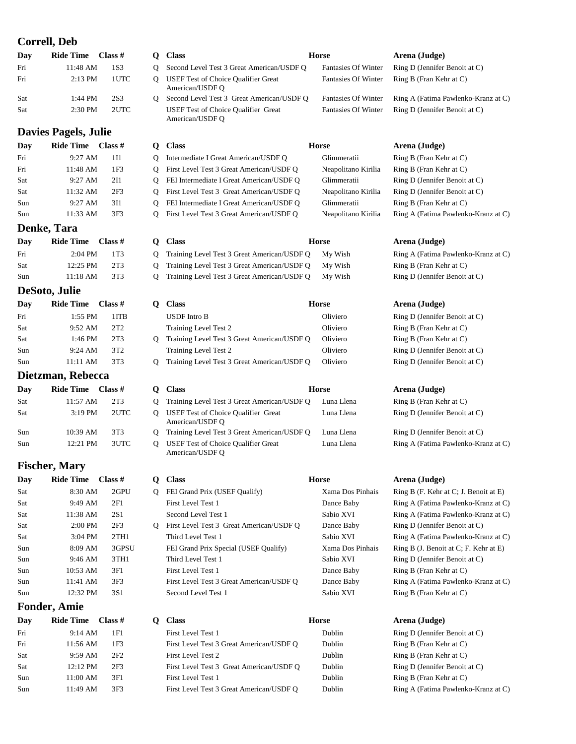## Correll, Deb

| Day | Ride Time | Class # | Q | Class | Horse | Arena (Judge) |
|---|---|---|---|---|---|---|
| Fri | 11:48 AM | 1S3 | Q | Second Level Test 3 Great American/USDF Q | Fantasies Of Winter | Ring D (Jennifer Benoit at C) |
| Fri | 2:13 PM | 1UTC | Q | USEF Test of Choice Qualifier Great American/USDF Q | Fantasies Of Winter | Ring B (Fran Kehr at C) |
| Sat | 1:44 PM | 2S3 | Q | Second Level Test 3 Great American/USDF Q | Fantasies Of Winter | Ring A (Fatima Pawlenko-Kranz at C) |
| Sat | 2:30 PM | 2UTC | | USEF Test of Choice Qualifier Great American/USDF Q | Fantasies Of Winter | Ring D (Jennifer Benoit at C) |

## Davies Pagels, Julie

| Day | Ride Time | Class # | Q | Class | Horse | Arena (Judge) |
|---|---|---|---|---|---|---|
| Fri | 9:27 AM | 1I1 | Q | Intermediate I Great American/USDF Q | Glimmeratii | Ring B (Fran Kehr at C) |
| Fri | 11:48 AM | 1F3 | Q | First Level Test 3 Great American/USDF Q | Neapolitano Kirilia | Ring B (Fran Kehr at C) |
| Sat | 9:27 AM | 2I1 | Q | FEI Intermediate I Great American/USDF Q | Glimmeratii | Ring D (Jennifer Benoit at C) |
| Sat | 11:32 AM | 2F3 | Q | First Level Test 3 Great American/USDF Q | Neapolitano Kirilia | Ring D (Jennifer Benoit at C) |
| Sun | 9:27 AM | 3I1 | Q | FEI Intermediate I Great American/USDF Q | Glimmeratii | Ring B (Fran Kehr at C) |
| Sun | 11:33 AM | 3F3 | Q | First Level Test 3 Great American/USDF Q | Neapolitano Kirilia | Ring A (Fatima Pawlenko-Kranz at C) |

## Denke, Tara

| Day | Ride Time | Class # | Q | Class | Horse | Arena (Judge) |
|---|---|---|---|---|---|---|
| Fri | 2:04 PM | 1T3 | Q | Training Level Test 3 Great American/USDF Q | My Wish | Ring A (Fatima Pawlenko-Kranz at C) |
| Sat | 12:25 PM | 2T3 | Q | Training Level Test 3 Great American/USDF Q | My Wish | Ring B (Fran Kehr at C) |
| Sun | 11:18 AM | 3T3 | Q | Training Level Test 3 Great American/USDF Q | My Wish | Ring D (Jennifer Benoit at C) |

## DeSoto, Julie

| Day | Ride Time | Class # | Q | Class | Horse | Arena (Judge) |
|---|---|---|---|---|---|---|
| Fri | 1:55 PM | 1ITB | | USDF Intro B | Oliviero | Ring D (Jennifer Benoit at C) |
| Sat | 9:52 AM | 2T2 | | Training Level Test 2 | Oliviero | Ring B (Fran Kehr at C) |
| Sat | 1:46 PM | 2T3 | Q | Training Level Test 3 Great American/USDF Q | Oliviero | Ring B (Fran Kehr at C) |
| Sun | 9:24 AM | 3T2 | | Training Level Test 2 | Oliviero | Ring D (Jennifer Benoit at C) |
| Sun | 11:11 AM | 3T3 | Q | Training Level Test 3 Great American/USDF Q | Oliviero | Ring D (Jennifer Benoit at C) |

## Dietzman, Rebecca

| Day | Ride Time | Class # | Q | Class | Horse | Arena (Judge) |
|---|---|---|---|---|---|---|
| Sat | 11:57 AM | 2T3 | Q | Training Level Test 3 Great American/USDF Q | Luna Llena | Ring B (Fran Kehr at C) |
| Sat | 3:19 PM | 2UTC | Q | USEF Test of Choice Qualifier Great American/USDF Q | Luna Llena | Ring D (Jennifer Benoit at C) |
| Sun | 10:39 AM | 3T3 | Q | Training Level Test 3 Great American/USDF Q | Luna Llena | Ring D (Jennifer Benoit at C) |
| Sun | 12:21 PM | 3UTC | Q | USEF Test of Choice Qualifier Great American/USDF Q | Luna Llena | Ring A (Fatima Pawlenko-Kranz at C) |

## Fischer, Mary

| Day | Ride Time | Class # | Q | Class | Horse | Arena (Judge) |
|---|---|---|---|---|---|---|
| Sat | 8:30 AM | 2GPU | Q | FEI Grand Prix (USEF Qualify) | Xama Dos Pinhais | Ring B (F. Kehr at C; J. Benoit at E) |
| Sat | 9:49 AM | 2F1 | | First Level Test 1 | Dance Baby | Ring A (Fatima Pawlenko-Kranz at C) |
| Sat | 11:38 AM | 2S1 | | Second Level Test 1 | Sabio XVI | Ring A (Fatima Pawlenko-Kranz at C) |
| Sat | 2:00 PM | 2F3 | Q | First Level Test 3 Great American/USDF Q | Dance Baby | Ring D (Jennifer Benoit at C) |
| Sat | 3:04 PM | 2TH1 | | Third Level Test 1 | Sabio XVI | Ring A (Fatima Pawlenko-Kranz at C) |
| Sun | 8:09 AM | 3GPSU | | FEI Grand Prix Special (USEF Qualify) | Xama Dos Pinhais | Ring B (J. Benoit at C; F. Kehr at E) |
| Sun | 9:46 AM | 3TH1 | | Third Level Test 1 | Sabio XVI | Ring D (Jennifer Benoit at C) |
| Sun | 10:53 AM | 3F1 | | First Level Test 1 | Dance Baby | Ring B (Fran Kehr at C) |
| Sun | 11:41 AM | 3F3 | | First Level Test 3 Great American/USDF Q | Dance Baby | Ring A (Fatima Pawlenko-Kranz at C) |
| Sun | 12:32 PM | 3S1 | | Second Level Test 1 | Sabio XVI | Ring B (Fran Kehr at C) |

## Fonder, Amie

| Day | Ride Time | Class # | Q | Class | Horse | Arena (Judge) |
|---|---|---|---|---|---|---|
| Fri | 9:14 AM | 1F1 | | First Level Test 1 | Dublin | Ring D (Jennifer Benoit at C) |
| Fri | 11:56 AM | 1F3 | | First Level Test 3 Great American/USDF Q | Dublin | Ring B (Fran Kehr at C) |
| Sat | 9:59 AM | 2F2 | | First Level Test 2 | Dublin | Ring B (Fran Kehr at C) |
| Sat | 12:12 PM | 2F3 | | First Level Test 3 Great American/USDF Q | Dublin | Ring D (Jennifer Benoit at C) |
| Sun | 11:00 AM | 3F1 | | First Level Test 1 | Dublin | Ring B (Fran Kehr at C) |
| Sun | 11:49 AM | 3F3 | | First Level Test 3 Great American/USDF Q | Dublin | Ring A (Fatima Pawlenko-Kranz at C) |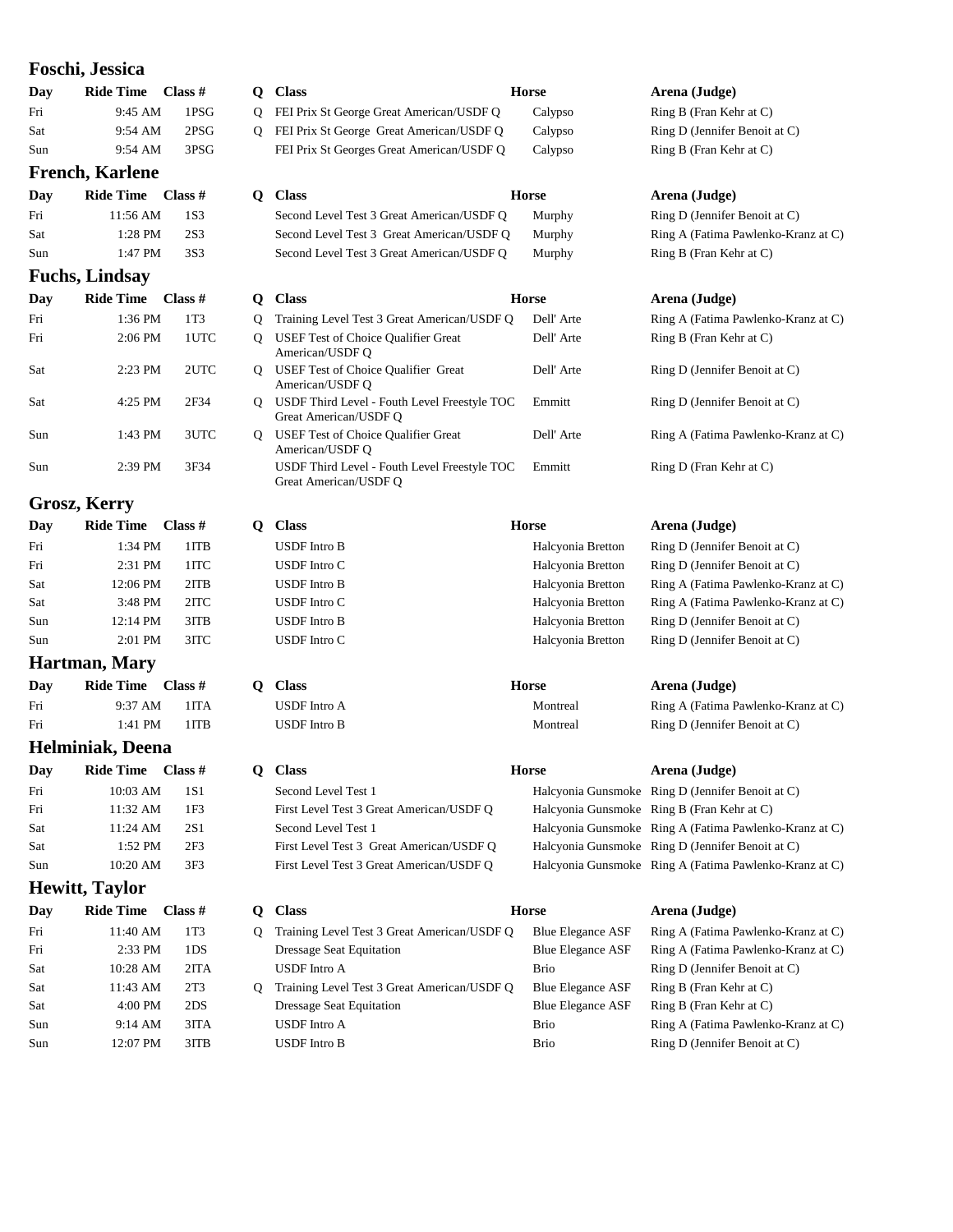## Foschi, Jessica

| Day | Ride Time | Class # | Q | Class | Horse | Arena (Judge) |
|---|---|---|---|---|---|---|
| Fri | 9:45 AM | 1PSG | Q | FEI Prix St George Great American/USDF Q | Calypso | Ring B (Fran Kehr at C) |
| Sat | 9:54 AM | 2PSG | Q | FEI Prix St George Great American/USDF Q | Calypso | Ring D (Jennifer Benoit at C) |
| Sun | 9:54 AM | 3PSG | | FEI Prix St Georges Great American/USDF Q | Calypso | Ring B (Fran Kehr at C) |

## French, Karlene

| Day | Ride Time | Class # | Q | Class | Horse | Arena (Judge) |
|---|---|---|---|---|---|---|
| Fri | 11:56 AM | 1S3 | | Second Level Test 3 Great American/USDF Q | Murphy | Ring D (Jennifer Benoit at C) |
| Sat | 1:28 PM | 2S3 | | Second Level Test 3 Great American/USDF Q | Murphy | Ring A (Fatima Pawlenko-Kranz at C) |
| Sun | 1:47 PM | 3S3 | | Second Level Test 3 Great American/USDF Q | Murphy | Ring B (Fran Kehr at C) |

## Fuchs, Lindsay

| Day | Ride Time | Class # | Q | Class | Horse | Arena (Judge) |
|---|---|---|---|---|---|---|
| Fri | 1:36 PM | 1T3 | Q | Training Level Test 3 Great American/USDF Q | Dell' Arte | Ring A (Fatima Pawlenko-Kranz at C) |
| Fri | 2:06 PM | 1UTC | Q | USEF Test of Choice Qualifier Great American/USDF Q | Dell' Arte | Ring B (Fran Kehr at C) |
| Sat | 2:23 PM | 2UTC | Q | USEF Test of Choice Qualifier Great American/USDF Q | Dell' Arte | Ring D (Jennifer Benoit at C) |
| Sat | 4:25 PM | 2F34 | Q | USDF Third Level - Fouth Level Freestyle TOC Great American/USDF Q | Emmitt | Ring D (Jennifer Benoit at C) |
| Sun | 1:43 PM | 3UTC | Q | USEF Test of Choice Qualifier Great American/USDF Q | Dell' Arte | Ring A (Fatima Pawlenko-Kranz at C) |
| Sun | 2:39 PM | 3F34 | | USDF Third Level - Fouth Level Freestyle TOC Great American/USDF Q | Emmitt | Ring D (Fran Kehr at C) |

## Grosz, Kerry

| Day | Ride Time | Class # | Q | Class | Horse | Arena (Judge) |
|---|---|---|---|---|---|---|
| Fri | 1:34 PM | 1ITB | | USDF Intro B | Halcyonia Bretton | Ring D (Jennifer Benoit at C) |
| Fri | 2:31 PM | 1ITC | | USDF Intro C | Halcyonia Bretton | Ring D (Jennifer Benoit at C) |
| Sat | 12:06 PM | 2ITB | | USDF Intro B | Halcyonia Bretton | Ring A (Fatima Pawlenko-Kranz at C) |
| Sat | 3:48 PM | 2ITC | | USDF Intro C | Halcyonia Bretton | Ring A (Fatima Pawlenko-Kranz at C) |
| Sun | 12:14 PM | 3ITB | | USDF Intro B | Halcyonia Bretton | Ring D (Jennifer Benoit at C) |
| Sun | 2:01 PM | 3ITC | | USDF Intro C | Halcyonia Bretton | Ring D (Jennifer Benoit at C) |

## Hartman, Mary

| Day | Ride Time | Class # | Q | Class | Horse | Arena (Judge) |
|---|---|---|---|---|---|---|
| Fri | 9:37 AM | 1ITA | | USDF Intro A | Montreal | Ring A (Fatima Pawlenko-Kranz at C) |
| Fri | 1:41 PM | 1ITB | | USDF Intro B | Montreal | Ring D (Jennifer Benoit at C) |

## Helminiak, Deena

| Day | Ride Time | Class # | Q | Class | Horse | Arena (Judge) |
|---|---|---|---|---|---|---|
| Fri | 10:03 AM | 1S1 | | Second Level Test 1 | Halcyonia Gunsmoke | Ring D (Jennifer Benoit at C) |
| Fri | 11:32 AM | 1F3 | | First Level Test 3 Great American/USDF Q | Halcyonia Gunsmoke | Ring B (Fran Kehr at C) |
| Sat | 11:24 AM | 2S1 | | Second Level Test 1 | Halcyonia Gunsmoke | Ring A (Fatima Pawlenko-Kranz at C) |
| Sat | 1:52 PM | 2F3 | | First Level Test 3 Great American/USDF Q | Halcyonia Gunsmoke | Ring D (Jennifer Benoit at C) |
| Sun | 10:20 AM | 3F3 | | First Level Test 3 Great American/USDF Q | Halcyonia Gunsmoke | Ring A (Fatima Pawlenko-Kranz at C) |

## Hewitt, Taylor

| Day | Ride Time | Class # | Q | Class | Horse | Arena (Judge) |
|---|---|---|---|---|---|---|
| Fri | 11:40 AM | 1T3 | Q | Training Level Test 3 Great American/USDF Q | Blue Elegance ASF | Ring A (Fatima Pawlenko-Kranz at C) |
| Fri | 2:33 PM | 1DS | | Dressage Seat Equitation | Blue Elegance ASF | Ring A (Fatima Pawlenko-Kranz at C) |
| Sat | 10:28 AM | 2ITA | | USDF Intro A | Brio | Ring D (Jennifer Benoit at C) |
| Sat | 11:43 AM | 2T3 | Q | Training Level Test 3 Great American/USDF Q | Blue Elegance ASF | Ring B (Fran Kehr at C) |
| Sat | 4:00 PM | 2DS | | Dressage Seat Equitation | Blue Elegance ASF | Ring B (Fran Kehr at C) |
| Sun | 9:14 AM | 3ITA | | USDF Intro A | Brio | Ring A (Fatima Pawlenko-Kranz at C) |
| Sun | 12:07 PM | 3ITB | | USDF Intro B | Brio | Ring D (Jennifer Benoit at C) |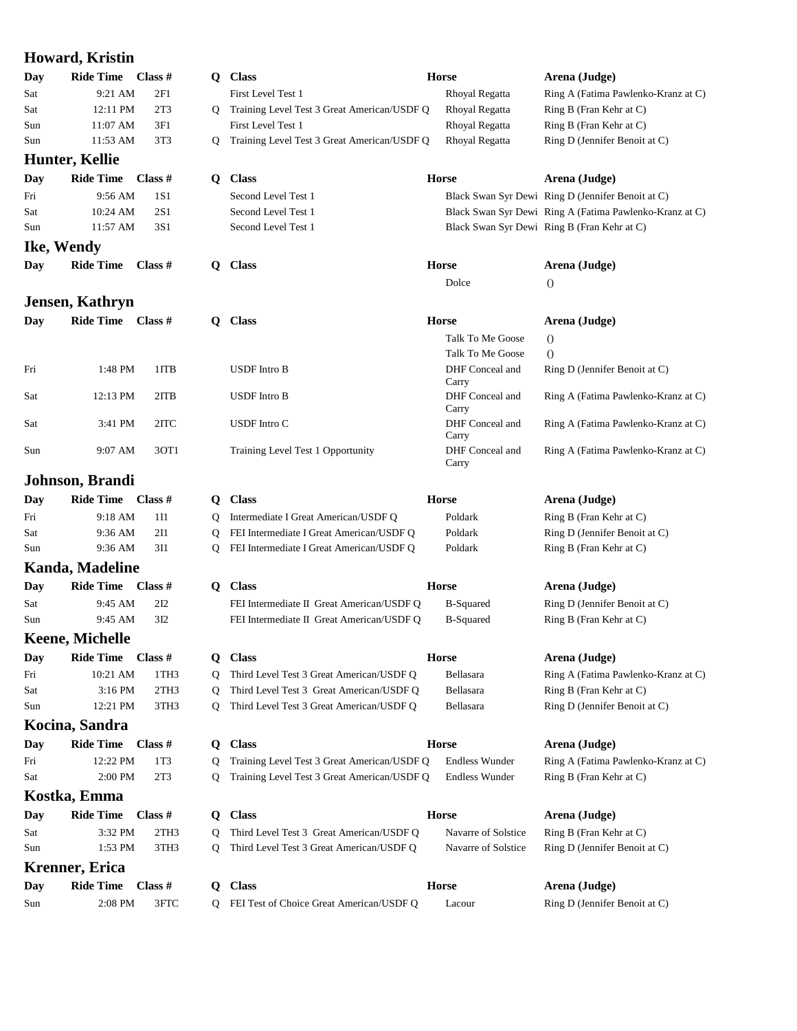## Howard, Kristin

| Day | Ride Time | Class # | Q | Class | Horse | Arena (Judge) |
|---|---|---|---|---|---|---|
| Sat | 9:21 AM | 2F1 | | First Level Test 1 | Rhoyal Regatta | Ring A (Fatima Pawlenko-Kranz at C) |
| Sat | 12:11 PM | 2T3 | Q | Training Level Test 3 Great American/USDF Q | Rhoyal Regatta | Ring B (Fran Kehr at C) |
| Sun | 11:07 AM | 3F1 | | First Level Test 1 | Rhoyal Regatta | Ring B (Fran Kehr at C) |
| Sun | 11:53 AM | 3T3 | Q | Training Level Test 3 Great American/USDF Q | Rhoyal Regatta | Ring D (Jennifer Benoit at C) |

## Hunter, Kellie

| Day | Ride Time | Class # | Q | Class | Horse | Arena (Judge) |
|---|---|---|---|---|---|---|
| Fri | 9:56 AM | 1S1 | | Second Level Test 1 | Black Swan Syr Dewi | Ring D (Jennifer Benoit at C) |
| Sat | 10:24 AM | 2S1 | | Second Level Test 1 | Black Swan Syr Dewi | Ring A (Fatima Pawlenko-Kranz at C) |
| Sun | 11:57 AM | 3S1 | | Second Level Test 1 | Black Swan Syr Dewi | Ring B (Fran Kehr at C) |

## Ike, Wendy

| Day | Ride Time | Class # | Q | Class | Horse | Arena (Judge) |
|---|---|---|---|---|---|---|
| | | | | | Dolce | () |

## Jensen, Kathryn

| Day | Ride Time | Class # | Q | Class | Horse | Arena (Judge) |
|---|---|---|---|---|---|---|
| | | | | | Talk To Me Goose | () |
| | | | | | Talk To Me Goose | () |
| Fri | 1:48 PM | 1ITB | | USDF Intro B | DHF Conceal and Carry | Ring D (Jennifer Benoit at C) |
| Sat | 12:13 PM | 2ITB | | USDF Intro B | DHF Conceal and Carry | Ring A (Fatima Pawlenko-Kranz at C) |
| Sat | 3:41 PM | 2ITC | | USDF Intro C | DHF Conceal and Carry | Ring A (Fatima Pawlenko-Kranz at C) |
| Sun | 9:07 AM | 3OT1 | | Training Level Test 1 Opportunity | DHF Conceal and Carry | Ring A (Fatima Pawlenko-Kranz at C) |

## Johnson, Brandi

| Day | Ride Time | Class # | Q | Class | Horse | Arena (Judge) |
|---|---|---|---|---|---|---|
| Fri | 9:18 AM | 1I1 | Q | Intermediate I Great American/USDF Q | Poldark | Ring B (Fran Kehr at C) |
| Sat | 9:36 AM | 2I1 | Q | FEI Intermediate I Great American/USDF Q | Poldark | Ring D (Jennifer Benoit at C) |
| Sun | 9:36 AM | 3I1 | Q | FEI Intermediate I Great American/USDF Q | Poldark | Ring B (Fran Kehr at C) |

## Kanda, Madeline

| Day | Ride Time | Class # | Q | Class | Horse | Arena (Judge) |
|---|---|---|---|---|---|---|
| Sat | 9:45 AM | 2I2 | | FEI Intermediate II Great American/USDF Q | B-Squared | Ring D (Jennifer Benoit at C) |
| Sun | 9:45 AM | 3I2 | | FEI Intermediate II Great American/USDF Q | B-Squared | Ring B (Fran Kehr at C) |

## Keene, Michelle

| Day | Ride Time | Class # | Q | Class | Horse | Arena (Judge) |
|---|---|---|---|---|---|---|
| Fri | 10:21 AM | 1TH3 | Q | Third Level Test 3 Great American/USDF Q | Bellasara | Ring A (Fatima Pawlenko-Kranz at C) |
| Sat | 3:16 PM | 2TH3 | Q | Third Level Test 3 Great American/USDF Q | Bellasara | Ring B (Fran Kehr at C) |
| Sun | 12:21 PM | 3TH3 | Q | Third Level Test 3 Great American/USDF Q | Bellasara | Ring D (Jennifer Benoit at C) |

## Kocina, Sandra

| Day | Ride Time | Class # | Q | Class | Horse | Arena (Judge) |
|---|---|---|---|---|---|---|
| Fri | 12:22 PM | 1T3 | Q | Training Level Test 3 Great American/USDF Q | Endless Wunder | Ring A (Fatima Pawlenko-Kranz at C) |
| Sat | 2:00 PM | 2T3 | Q | Training Level Test 3 Great American/USDF Q | Endless Wunder | Ring B (Fran Kehr at C) |

## Kostka, Emma

| Day | Ride Time | Class # | Q | Class | Horse | Arena (Judge) |
|---|---|---|---|---|---|---|
| Sat | 3:32 PM | 2TH3 | Q | Third Level Test 3 Great American/USDF Q | Navarre of Solstice | Ring B (Fran Kehr at C) |
| Sun | 1:53 PM | 3TH3 | Q | Third Level Test 3 Great American/USDF Q | Navarre of Solstice | Ring D (Jennifer Benoit at C) |

## Krenner, Erica

| Day | Ride Time | Class # | Q | Class | Horse | Arena (Judge) |
|---|---|---|---|---|---|---|
| Sun | 2:08 PM | 3FTC | Q | FEI Test of Choice Great American/USDF Q | Lacour | Ring D (Jennifer Benoit at C) |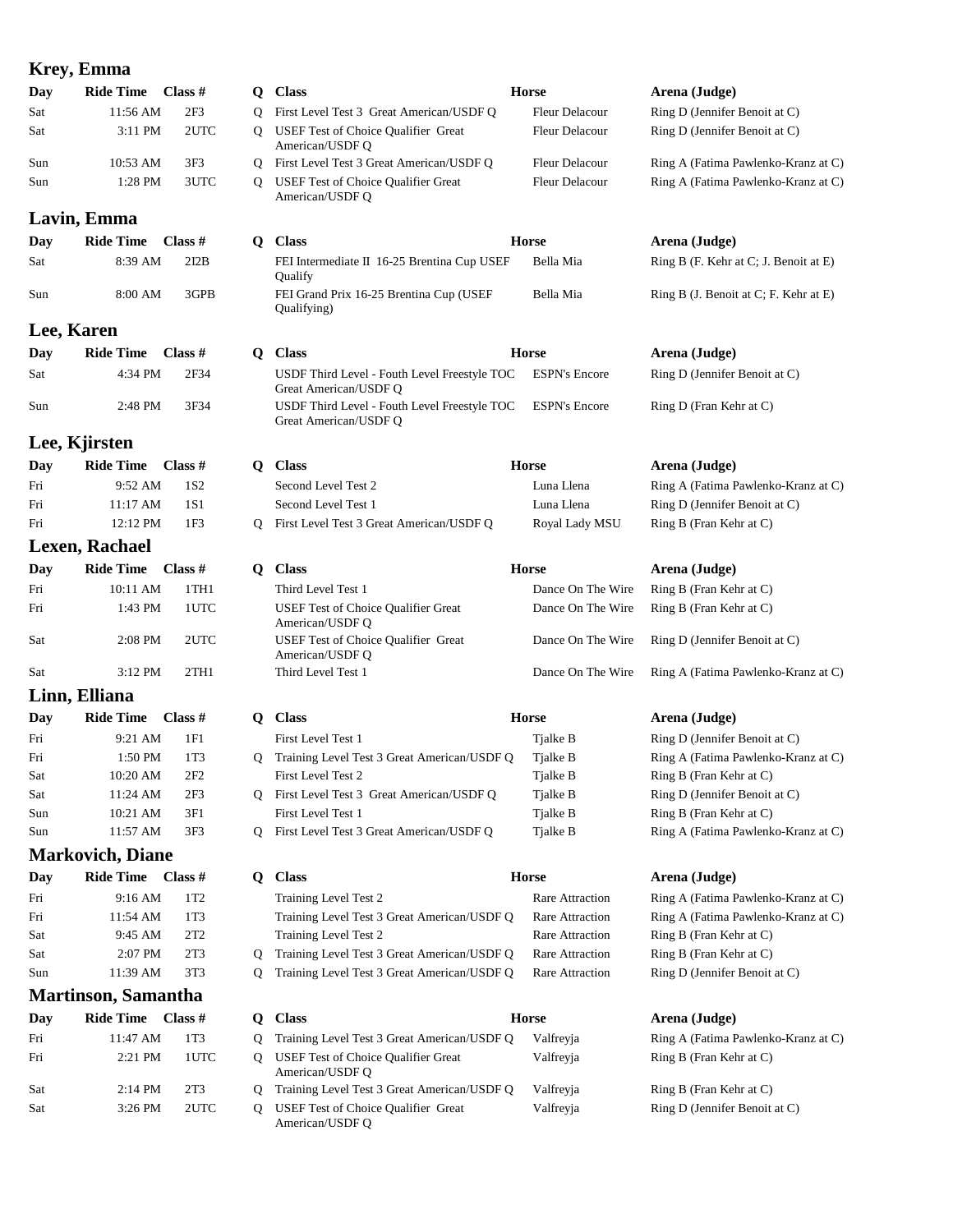## Krey, Emma

| Day | Ride Time | Class # | Q | Class | Horse | Arena (Judge) |
|---|---|---|---|---|---|---|
| Sat | 11:56 AM | 2F3 | Q | First Level Test 3 Great American/USDF Q | Fleur Delacour | Ring D (Jennifer Benoit at C) |
| Sat | 3:11 PM | 2UTC | Q | USEF Test of Choice Qualifier Great American/USDF Q | Fleur Delacour | Ring D (Jennifer Benoit at C) |
| Sun | 10:53 AM | 3F3 | Q | First Level Test 3 Great American/USDF Q | Fleur Delacour | Ring A (Fatima Pawlenko-Kranz at C) |
| Sun | 1:28 PM | 3UTC | Q | USEF Test of Choice Qualifier Great American/USDF Q | Fleur Delacour | Ring A (Fatima Pawlenko-Kranz at C) |

## Lavin, Emma

| Day | Ride Time | Class # | Q | Class | Horse | Arena (Judge) |
|---|---|---|---|---|---|---|
| Sat | 8:39 AM | 2I2B | | FEI Intermediate II 16-25 Brentina Cup USEF Qualify | Bella Mia | Ring B (F. Kehr at C; J. Benoit at E) |
| Sun | 8:00 AM | 3GPB | | FEI Grand Prix 16-25 Brentina Cup (USEF Qualifying) | Bella Mia | Ring B (J. Benoit at C; F. Kehr at E) |

## Lee, Karen

| Day | Ride Time | Class # | Q | Class | Horse | Arena (Judge) |
|---|---|---|---|---|---|---|
| Sat | 4:34 PM | 2F34 | | USDF Third Level - Fouth Level Freestyle TOC Great American/USDF Q | ESPN's Encore | Ring D (Jennifer Benoit at C) |
| Sun | 2:48 PM | 3F34 | | USDF Third Level - Fouth Level Freestyle TOC Great American/USDF Q | ESPN's Encore | Ring D (Fran Kehr at C) |

## Lee, Kjirsten

| Day | Ride Time | Class # | Q | Class | Horse | Arena (Judge) |
|---|---|---|---|---|---|---|
| Fri | 9:52 AM | 1S2 | | Second Level Test 2 | Luna Llena | Ring A (Fatima Pawlenko-Kranz at C) |
| Fri | 11:17 AM | 1S1 | | Second Level Test 1 | Luna Llena | Ring D (Jennifer Benoit at C) |
| Fri | 12:12 PM | 1F3 | Q | First Level Test 3 Great American/USDF Q | Royal Lady MSU | Ring B (Fran Kehr at C) |

## Lexen, Rachael

| Day | Ride Time | Class # | Q | Class | Horse | Arena (Judge) |
|---|---|---|---|---|---|---|
| Fri | 10:11 AM | 1TH1 | | Third Level Test 1 | Dance On The Wire | Ring B (Fran Kehr at C) |
| Fri | 1:43 PM | 1UTC | | USEF Test of Choice Qualifier Great American/USDF Q | Dance On The Wire | Ring B (Fran Kehr at C) |
| Sat | 2:08 PM | 2UTC | | USEF Test of Choice Qualifier Great American/USDF Q | Dance On The Wire | Ring D (Jennifer Benoit at C) |
| Sat | 3:12 PM | 2TH1 | | Third Level Test 1 | Dance On The Wire | Ring A (Fatima Pawlenko-Kranz at C) |

## Linn, Elliana

| Day | Ride Time | Class # | Q | Class | Horse | Arena (Judge) |
|---|---|---|---|---|---|---|
| Fri | 9:21 AM | 1F1 | | First Level Test 1 | Tjalke B | Ring D (Jennifer Benoit at C) |
| Fri | 1:50 PM | 1T3 | Q | Training Level Test 3 Great American/USDF Q | Tjalke B | Ring A (Fatima Pawlenko-Kranz at C) |
| Sat | 10:20 AM | 2F2 | | First Level Test 2 | Tjalke B | Ring B (Fran Kehr at C) |
| Sat | 11:24 AM | 2F3 | Q | First Level Test 3 Great American/USDF Q | Tjalke B | Ring D (Jennifer Benoit at C) |
| Sun | 10:21 AM | 3F1 | | First Level Test 1 | Tjalke B | Ring B (Fran Kehr at C) |
| Sun | 11:57 AM | 3F3 | Q | First Level Test 3 Great American/USDF Q | Tjalke B | Ring A (Fatima Pawlenko-Kranz at C) |

## Markovich, Diane

| Day | Ride Time | Class # | Q | Class | Horse | Arena (Judge) |
|---|---|---|---|---|---|---|
| Fri | 9:16 AM | 1T2 | | Training Level Test 2 | Rare Attraction | Ring A (Fatima Pawlenko-Kranz at C) |
| Fri | 11:54 AM | 1T3 | | Training Level Test 3 Great American/USDF Q | Rare Attraction | Ring A (Fatima Pawlenko-Kranz at C) |
| Sat | 9:45 AM | 2T2 | | Training Level Test 2 | Rare Attraction | Ring B (Fran Kehr at C) |
| Sat | 2:07 PM | 2T3 | Q | Training Level Test 3 Great American/USDF Q | Rare Attraction | Ring B (Fran Kehr at C) |
| Sun | 11:39 AM | 3T3 | Q | Training Level Test 3 Great American/USDF Q | Rare Attraction | Ring D (Jennifer Benoit at C) |

## Martinson, Samantha

| Day | Ride Time | Class # | Q | Class | Horse | Arena (Judge) |
|---|---|---|---|---|---|---|
| Fri | 11:47 AM | 1T3 | Q | Training Level Test 3 Great American/USDF Q | Valfreyja | Ring A (Fatima Pawlenko-Kranz at C) |
| Fri | 2:21 PM | 1UTC | Q | USEF Test of Choice Qualifier Great American/USDF Q | Valfreyja | Ring B (Fran Kehr at C) |
| Sat | 2:14 PM | 2T3 | Q | Training Level Test 3 Great American/USDF Q | Valfreyja | Ring B (Fran Kehr at C) |
| Sat | 3:26 PM | 2UTC | Q | USEF Test of Choice Qualifier Great American/USDF Q | Valfreyja | Ring D (Jennifer Benoit at C) |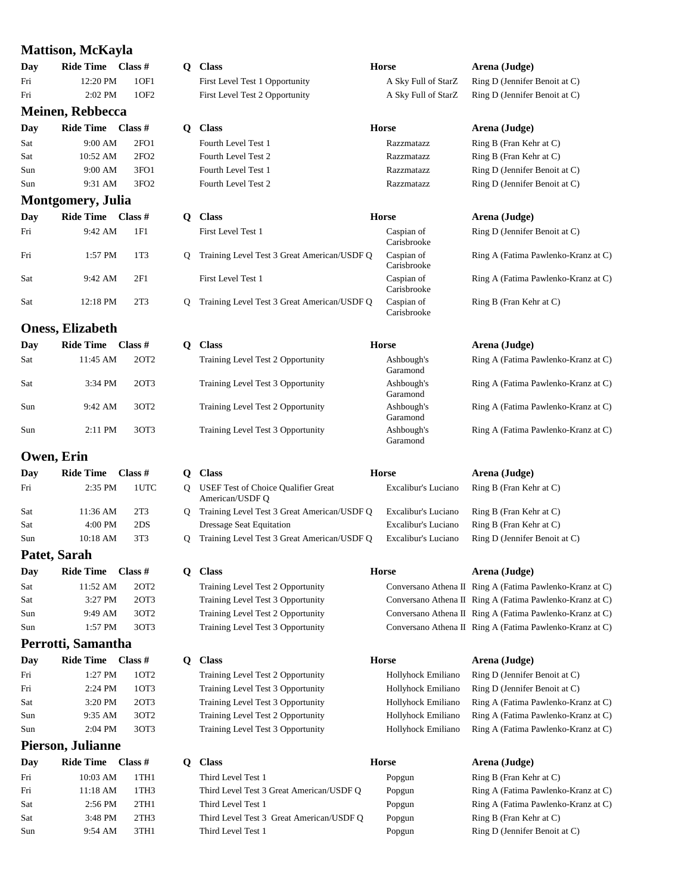## Mattison, McKayla

| Day | Ride Time | Class # | Q | Class | Horse | Arena (Judge) |
|---|---|---|---|---|---|---|
| Fri | 12:20 PM | 1OF1 | | First Level Test 1 Opportunity | A Sky Full of StarZ | Ring D (Jennifer Benoit at C) |
| Fri | 2:02 PM | 1OF2 | | First Level Test 2 Opportunity | A Sky Full of StarZ | Ring D (Jennifer Benoit at C) |

## Meinen, Rebbecca

| Day | Ride Time | Class # | Q | Class | Horse | Arena (Judge) |
|---|---|---|---|---|---|---|
| Sat | 9:00 AM | 2FO1 | | Fourth Level Test 1 | Razzmatazz | Ring B (Fran Kehr at C) |
| Sat | 10:52 AM | 2FO2 | | Fourth Level Test 2 | Razzmatazz | Ring B (Fran Kehr at C) |
| Sun | 9:00 AM | 3FO1 | | Fourth Level Test 1 | Razzmatazz | Ring D (Jennifer Benoit at C) |
| Sun | 9:31 AM | 3FO2 | | Fourth Level Test 2 | Razzmatazz | Ring D (Jennifer Benoit at C) |

## Montgomery, Julia

| Day | Ride Time | Class # | Q | Class | Horse | Arena (Judge) |
|---|---|---|---|---|---|---|
| Fri | 9:42 AM | 1F1 | | First Level Test 1 | Caspian of Carisbrooke | Ring D (Jennifer Benoit at C) |
| Fri | 1:57 PM | 1T3 | Q | Training Level Test 3 Great American/USDF Q | Caspian of Carisbrooke | Ring A (Fatima Pawlenko-Kranz at C) |
| Sat | 9:42 AM | 2F1 | | First Level Test 1 | Caspian of Carisbrooke | Ring A (Fatima Pawlenko-Kranz at C) |
| Sat | 12:18 PM | 2T3 | Q | Training Level Test 3 Great American/USDF Q | Caspian of Carisbrooke | Ring B (Fran Kehr at C) |

## Oness, Elizabeth

| Day | Ride Time | Class # | Q | Class | Horse | Arena (Judge) |
|---|---|---|---|---|---|---|
| Sat | 11:45 AM | 2OT2 | | Training Level Test 2 Opportunity | Ashbough's Garamond | Ring A (Fatima Pawlenko-Kranz at C) |
| Sat | 3:34 PM | 2OT3 | | Training Level Test 3 Opportunity | Ashbough's Garamond | Ring A (Fatima Pawlenko-Kranz at C) |
| Sun | 9:42 AM | 3OT2 | | Training Level Test 2 Opportunity | Ashbough's Garamond | Ring A (Fatima Pawlenko-Kranz at C) |
| Sun | 2:11 PM | 3OT3 | | Training Level Test 3 Opportunity | Ashbough's Garamond | Ring A (Fatima Pawlenko-Kranz at C) |

## Owen, Erin

| Day | Ride Time | Class # | Q | Class | Horse | Arena (Judge) |
|---|---|---|---|---|---|---|
| Fri | 2:35 PM | 1UTC | Q | USEF Test of Choice Qualifier Great American/USDF Q | Excalibur's Luciano | Ring B (Fran Kehr at C) |
| Sat | 11:36 AM | 2T3 | Q | Training Level Test 3 Great American/USDF Q | Excalibur's Luciano | Ring B (Fran Kehr at C) |
| Sat | 4:00 PM | 2DS | | Dressage Seat Equitation | Excalibur's Luciano | Ring B (Fran Kehr at C) |
| Sun | 10:18 AM | 3T3 | Q | Training Level Test 3 Great American/USDF Q | Excalibur's Luciano | Ring D (Jennifer Benoit at C) |

## Patet, Sarah

| Day | Ride Time | Class # | Q | Class | Horse | Arena (Judge) |
|---|---|---|---|---|---|---|
| Sat | 11:52 AM | 2OT2 | | Training Level Test 2 Opportunity | Conversano Athena II | Ring A (Fatima Pawlenko-Kranz at C) |
| Sat | 3:27 PM | 2OT3 | | Training Level Test 3 Opportunity | Conversano Athena II | Ring A (Fatima Pawlenko-Kranz at C) |
| Sun | 9:49 AM | 3OT2 | | Training Level Test 2 Opportunity | Conversano Athena II | Ring A (Fatima Pawlenko-Kranz at C) |
| Sun | 1:57 PM | 3OT3 | | Training Level Test 3 Opportunity | Conversano Athena II | Ring A (Fatima Pawlenko-Kranz at C) |

## Perrotti, Samantha

| Day | Ride Time | Class # | Q | Class | Horse | Arena (Judge) |
|---|---|---|---|---|---|---|
| Fri | 1:27 PM | 1OT2 | | Training Level Test 2 Opportunity | Hollyhock Emiliano | Ring D (Jennifer Benoit at C) |
| Fri | 2:24 PM | 1OT3 | | Training Level Test 3 Opportunity | Hollyhock Emiliano | Ring D (Jennifer Benoit at C) |
| Sat | 3:20 PM | 2OT3 | | Training Level Test 3 Opportunity | Hollyhock Emiliano | Ring A (Fatima Pawlenko-Kranz at C) |
| Sun | 9:35 AM | 3OT2 | | Training Level Test 2 Opportunity | Hollyhock Emiliano | Ring A (Fatima Pawlenko-Kranz at C) |
| Sun | 2:04 PM | 3OT3 | | Training Level Test 3 Opportunity | Hollyhock Emiliano | Ring A (Fatima Pawlenko-Kranz at C) |

## Pierson, Julianne

| Day | Ride Time | Class # | Q | Class | Horse | Arena (Judge) |
|---|---|---|---|---|---|---|
| Fri | 10:03 AM | 1TH1 | | Third Level Test 1 | Popgun | Ring B (Fran Kehr at C) |
| Fri | 11:18 AM | 1TH3 | | Third Level Test 3 Great American/USDF Q | Popgun | Ring A (Fatima Pawlenko-Kranz at C) |
| Sat | 2:56 PM | 2TH1 | | Third Level Test 1 | Popgun | Ring A (Fatima Pawlenko-Kranz at C) |
| Sat | 3:48 PM | 2TH3 | | Third Level Test 3 Great American/USDF Q | Popgun | Ring B (Fran Kehr at C) |
| Sun | 9:54 AM | 3TH1 | | Third Level Test 1 | Popgun | Ring D (Jennifer Benoit at C) |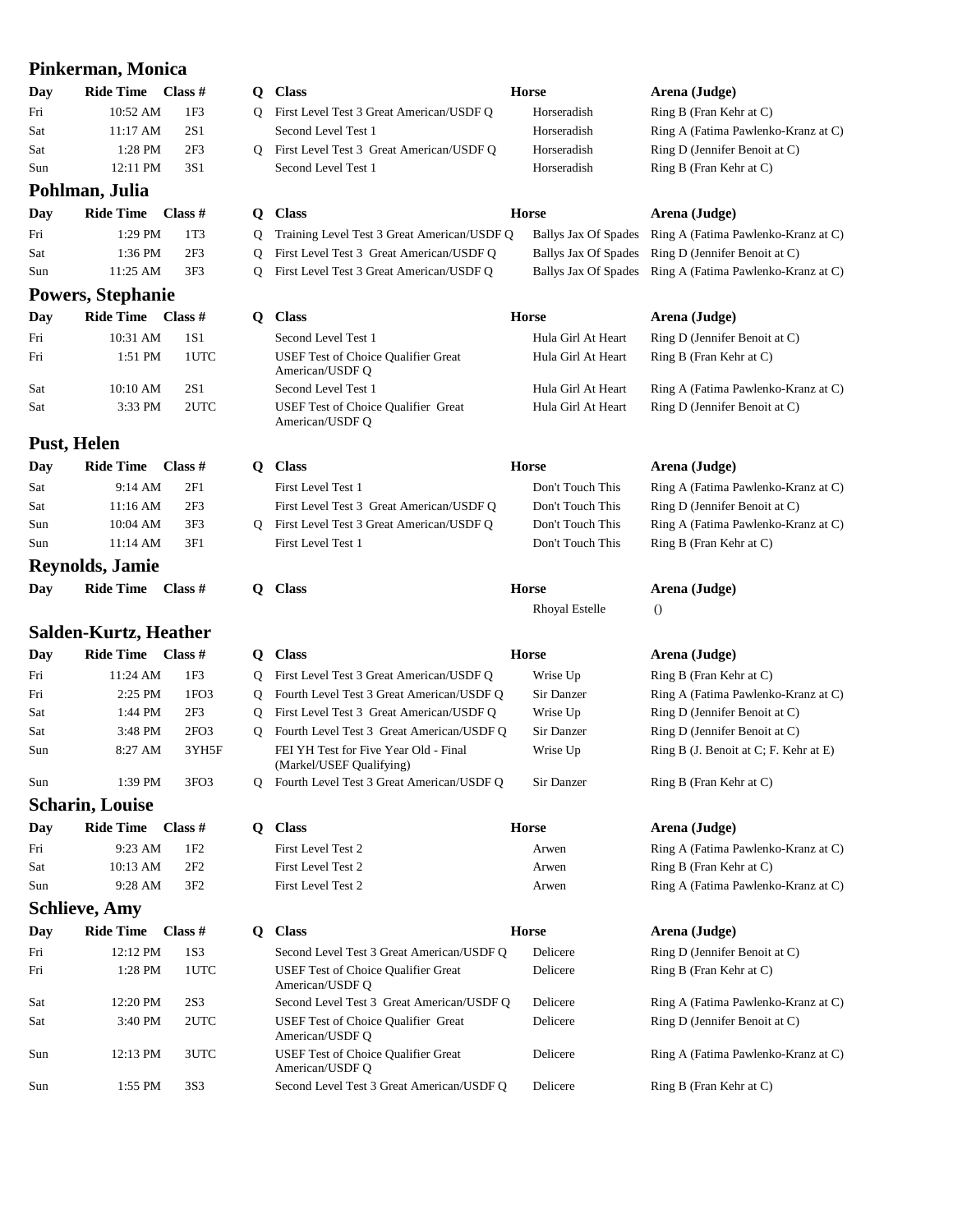## Pinkerman, Monica

| Day | Ride Time | Class # | Q | Class | Horse | Arena (Judge) |
|---|---|---|---|---|---|---|
| Fri | 10:52 AM | 1F3 | Q | First Level Test 3 Great American/USDF Q | Horseradish | Ring B (Fran Kehr at C) |
| Sat | 11:17 AM | 2S1 | | Second Level Test 1 | Horseradish | Ring A (Fatima Pawlenko-Kranz at C) |
| Sat | 1:28 PM | 2F3 | Q | First Level Test 3 Great American/USDF Q | Horseradish | Ring D (Jennifer Benoit at C) |
| Sun | 12:11 PM | 3S1 | | Second Level Test 1 | Horseradish | Ring B (Fran Kehr at C) |

## Pohlman, Julia

| Day | Ride Time | Class # | Q | Class | Horse | Arena (Judge) |
|---|---|---|---|---|---|---|
| Fri | 1:29 PM | 1T3 | Q | Training Level Test 3 Great American/USDF Q | Ballys Jax Of Spades | Ring A (Fatima Pawlenko-Kranz at C) |
| Sat | 1:36 PM | 2F3 | Q | First Level Test 3 Great American/USDF Q | Ballys Jax Of Spades | Ring D (Jennifer Benoit at C) |
| Sun | 11:25 AM | 3F3 | Q | First Level Test 3 Great American/USDF Q | Ballys Jax Of Spades | Ring A (Fatima Pawlenko-Kranz at C) |

## Powers, Stephanie

| Day | Ride Time | Class # | Q | Class | Horse | Arena (Judge) |
|---|---|---|---|---|---|---|
| Fri | 10:31 AM | 1S1 | | Second Level Test 1 | Hula Girl At Heart | Ring D (Jennifer Benoit at C) |
| Fri | 1:51 PM | 1UTC | | USEF Test of Choice Qualifier Great American/USDF Q | Hula Girl At Heart | Ring B (Fran Kehr at C) |
| Sat | 10:10 AM | 2S1 | | Second Level Test 1 | Hula Girl At Heart | Ring A (Fatima Pawlenko-Kranz at C) |
| Sat | 3:33 PM | 2UTC | | USEF Test of Choice Qualifier Great American/USDF Q | Hula Girl At Heart | Ring D (Jennifer Benoit at C) |

## Pust, Helen

| Day | Ride Time | Class # | Q | Class | Horse | Arena (Judge) |
|---|---|---|---|---|---|---|
| Sat | 9:14 AM | 2F1 | | First Level Test 1 | Don't Touch This | Ring A (Fatima Pawlenko-Kranz at C) |
| Sat | 11:16 AM | 2F3 | | First Level Test 3 Great American/USDF Q | Don't Touch This | Ring D (Jennifer Benoit at C) |
| Sun | 10:04 AM | 3F3 | Q | First Level Test 3 Great American/USDF Q | Don't Touch This | Ring A (Fatima Pawlenko-Kranz at C) |
| Sun | 11:14 AM | 3F1 | | First Level Test 1 | Don't Touch This | Ring B (Fran Kehr at C) |

## Reynolds, Jamie

| Day | Ride Time | Class # | Q | Class | Horse | Arena (Judge) |
|---|---|---|---|---|---|---|
| | | | | | Rhoyal Estelle | () |

## Salden-Kurtz, Heather

| Day | Ride Time | Class # | Q | Class | Horse | Arena (Judge) |
|---|---|---|---|---|---|---|
| Fri | 11:24 AM | 1F3 | Q | First Level Test 3 Great American/USDF Q | Wrise Up | Ring B (Fran Kehr at C) |
| Fri | 2:25 PM | 1FO3 | Q | Fourth Level Test 3 Great American/USDF Q | Sir Danzer | Ring A (Fatima Pawlenko-Kranz at C) |
| Sat | 1:44 PM | 2F3 | Q | First Level Test 3 Great American/USDF Q | Wrise Up | Ring D (Jennifer Benoit at C) |
| Sat | 3:48 PM | 2FO3 | Q | Fourth Level Test 3 Great American/USDF Q | Sir Danzer | Ring D (Jennifer Benoit at C) |
| Sun | 8:27 AM | 3YH5F | | FEI YH Test for Five Year Old - Final (Markel/USEF Qualifying) | Wrise Up | Ring B (J. Benoit at C; F. Kehr at E) |
| Sun | 1:39 PM | 3FO3 | Q | Fourth Level Test 3 Great American/USDF Q | Sir Danzer | Ring B (Fran Kehr at C) |

## Scharin, Louise

| Day | Ride Time | Class # | Q | Class | Horse | Arena (Judge) |
|---|---|---|---|---|---|---|
| Fri | 9:23 AM | 1F2 | | First Level Test 2 | Arwen | Ring A (Fatima Pawlenko-Kranz at C) |
| Sat | 10:13 AM | 2F2 | | First Level Test 2 | Arwen | Ring B (Fran Kehr at C) |
| Sun | 9:28 AM | 3F2 | | First Level Test 2 | Arwen | Ring A (Fatima Pawlenko-Kranz at C) |

## Schlieve, Amy

| Day | Ride Time | Class # | Q | Class | Horse | Arena (Judge) |
|---|---|---|---|---|---|---|
| Fri | 12:12 PM | 1S3 | | Second Level Test 3 Great American/USDF Q | Delicere | Ring D (Jennifer Benoit at C) |
| Fri | 1:28 PM | 1UTC | | USEF Test of Choice Qualifier Great American/USDF Q | Delicere | Ring B (Fran Kehr at C) |
| Sat | 12:20 PM | 2S3 | | Second Level Test 3 Great American/USDF Q | Delicere | Ring A (Fatima Pawlenko-Kranz at C) |
| Sat | 3:40 PM | 2UTC | | USEF Test of Choice Qualifier Great American/USDF Q | Delicere | Ring D (Jennifer Benoit at C) |
| Sun | 12:13 PM | 3UTC | | USEF Test of Choice Qualifier Great American/USDF Q | Delicere | Ring A (Fatima Pawlenko-Kranz at C) |
| Sun | 1:55 PM | 3S3 | | Second Level Test 3 Great American/USDF Q | Delicere | Ring B (Fran Kehr at C) |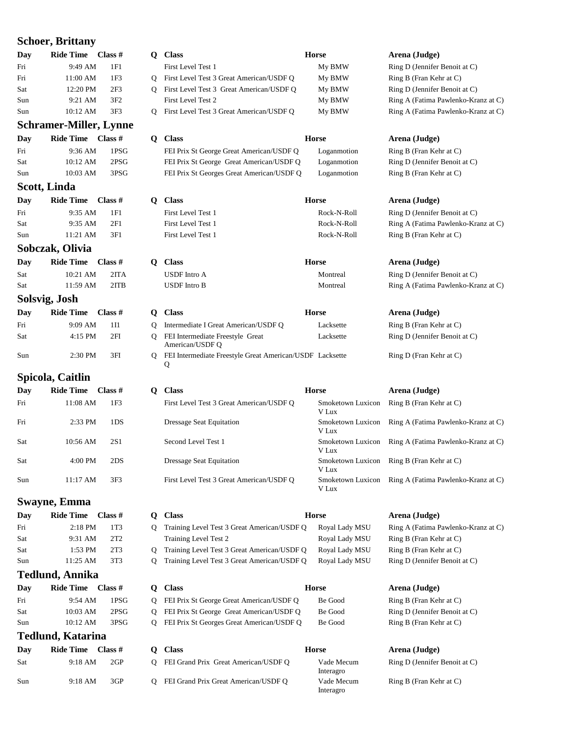## Schoer, Brittany

| Day | Ride Time | Class # | Q | Class | Horse | Arena (Judge) |
|---|---|---|---|---|---|---|
| Fri | 9:49 AM | 1F1 | | First Level Test 1 | My BMW | Ring D (Jennifer Benoit at C) |
| Fri | 11:00 AM | 1F3 | Q | First Level Test 3 Great American/USDF Q | My BMW | Ring B (Fran Kehr at C) |
| Sat | 12:20 PM | 2F3 | Q | First Level Test 3 Great American/USDF Q | My BMW | Ring D (Jennifer Benoit at C) |
| Sun | 9:21 AM | 3F2 | | First Level Test 2 | My BMW | Ring A (Fatima Pawlenko-Kranz at C) |
| Sun | 10:12 AM | 3F3 | Q | First Level Test 3 Great American/USDF Q | My BMW | Ring A (Fatima Pawlenko-Kranz at C) |

## Schramer-Miller, Lynne

| Day | Ride Time | Class # | Q | Class | Horse | Arena (Judge) |
|---|---|---|---|---|---|---|
| Fri | 9:36 AM | 1PSG | | FEI Prix St George Great American/USDF Q | Loganmotion | Ring B (Fran Kehr at C) |
| Sat | 10:12 AM | 2PSG | | FEI Prix St George Great American/USDF Q | Loganmotion | Ring D (Jennifer Benoit at C) |
| Sun | 10:03 AM | 3PSG | | FEI Prix St Georges Great American/USDF Q | Loganmotion | Ring B (Fran Kehr at C) |

## Scott, Linda

| Day | Ride Time | Class # | Q | Class | Horse | Arena (Judge) |
|---|---|---|---|---|---|---|
| Fri | 9:35 AM | 1F1 | | First Level Test 1 | Rock-N-Roll | Ring D (Jennifer Benoit at C) |
| Sat | 9:35 AM | 2F1 | | First Level Test 1 | Rock-N-Roll | Ring A (Fatima Pawlenko-Kranz at C) |
| Sun | 11:21 AM | 3F1 | | First Level Test 1 | Rock-N-Roll | Ring B (Fran Kehr at C) |

## Sobczak, Olivia

| Day | Ride Time | Class # | Q | Class | Horse | Arena (Judge) |
|---|---|---|---|---|---|---|
| Sat | 10:21 AM | 2ITA | | USDF Intro A | Montreal | Ring D (Jennifer Benoit at C) |
| Sat | 11:59 AM | 2ITB | | USDF Intro B | Montreal | Ring A (Fatima Pawlenko-Kranz at C) |

## Solsvig, Josh

| Day | Ride Time | Class # | Q | Class | Horse | Arena (Judge) |
|---|---|---|---|---|---|---|
| Fri | 9:09 AM | 1I1 | Q | Intermediate I Great American/USDF Q | Lacksette | Ring B (Fran Kehr at C) |
| Sat | 4:15 PM | 2FI | Q | FEI Intermediate Freestyle Great American/USDF Q | Lacksette | Ring D (Jennifer Benoit at C) |
| Sun | 2:30 PM | 3FI | Q | FEI Intermediate Freestyle Great American/USDF Q | Lacksette | Ring D (Fran Kehr at C) |

## Spicola, Caitlin

| Day | Ride Time | Class # | Q | Class | Horse | Arena (Judge) |
|---|---|---|---|---|---|---|
| Fri | 11:08 AM | 1F3 | | First Level Test 3 Great American/USDF Q | Smoketown Luxicon V Lux | Ring B (Fran Kehr at C) |
| Fri | 2:33 PM | 1DS | | Dressage Seat Equitation | Smoketown Luxicon V Lux | Ring A (Fatima Pawlenko-Kranz at C) |
| Sat | 10:56 AM | 2S1 | | Second Level Test 1 | Smoketown Luxicon V Lux | Ring A (Fatima Pawlenko-Kranz at C) |
| Sat | 4:00 PM | 2DS | | Dressage Seat Equitation | Smoketown Luxicon V Lux | Ring B (Fran Kehr at C) |
| Sun | 11:17 AM | 3F3 | | First Level Test 3 Great American/USDF Q | Smoketown Luxicon V Lux | Ring A (Fatima Pawlenko-Kranz at C) |

## Swayne, Emma

| Day | Ride Time | Class # | Q | Class | Horse | Arena (Judge) |
|---|---|---|---|---|---|---|
| Fri | 2:18 PM | 1T3 | Q | Training Level Test 3 Great American/USDF Q | Royal Lady MSU | Ring A (Fatima Pawlenko-Kranz at C) |
| Sat | 9:31 AM | 2T2 | | Training Level Test 2 | Royal Lady MSU | Ring B (Fran Kehr at C) |
| Sat | 1:53 PM | 2T3 | Q | Training Level Test 3 Great American/USDF Q | Royal Lady MSU | Ring B (Fran Kehr at C) |
| Sun | 11:25 AM | 3T3 | Q | Training Level Test 3 Great American/USDF Q | Royal Lady MSU | Ring D (Jennifer Benoit at C) |

## Tedlund, Annika

| Day | Ride Time | Class # | Q | Class | Horse | Arena (Judge) |
|---|---|---|---|---|---|---|
| Fri | 9:54 AM | 1PSG | Q | FEI Prix St George Great American/USDF Q | Be Good | Ring B (Fran Kehr at C) |
| Sat | 10:03 AM | 2PSG | Q | FEI Prix St George Great American/USDF Q | Be Good | Ring D (Jennifer Benoit at C) |
| Sun | 10:12 AM | 3PSG | Q | FEI Prix St Georges Great American/USDF Q | Be Good | Ring B (Fran Kehr at C) |

## Tedlund, Katarina

| Day | Ride Time | Class # | Q | Class | Horse | Arena (Judge) |
|---|---|---|---|---|---|---|
| Sat | 9:18 AM | 2GP | Q | FEI Grand Prix Great American/USDF Q | Vade Mecum Interagro | Ring D (Jennifer Benoit at C) |
| Sun | 9:18 AM | 3GP | Q | FEI Grand Prix Great American/USDF Q | Vade Mecum Interagro | Ring B (Fran Kehr at C) |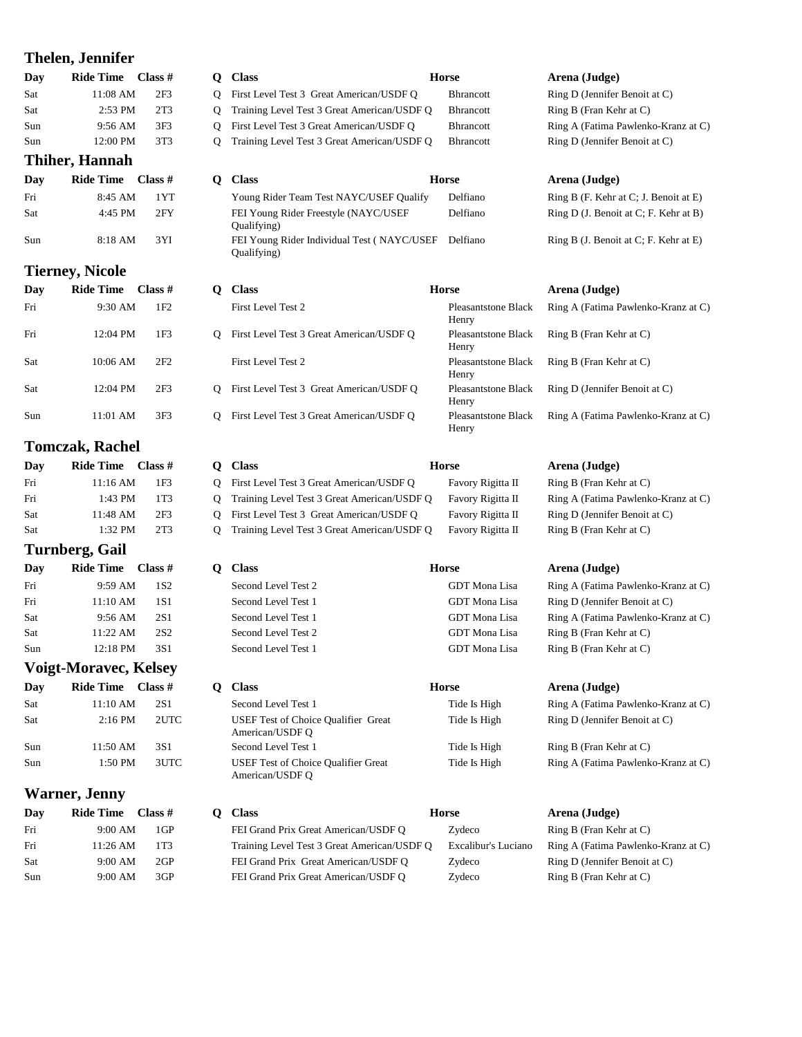## Thelen, Jennifer

| Day | Ride Time | Class # | Q | Class | Horse | Arena (Judge) |
|---|---|---|---|---|---|---|
| Sat | 11:08 AM | 2F3 | Q | First Level Test 3 Great American/USDF Q | Bhrancott | Ring D (Jennifer Benoit at C) |
| Sat | 2:53 PM | 2T3 | Q | Training Level Test 3 Great American/USDF Q | Bhrancott | Ring B (Fran Kehr at C) |
| Sun | 9:56 AM | 3F3 | Q | First Level Test 3 Great American/USDF Q | Bhrancott | Ring A (Fatima Pawlenko-Kranz at C) |
| Sun | 12:00 PM | 3T3 | Q | Training Level Test 3 Great American/USDF Q | Bhrancott | Ring D (Jennifer Benoit at C) |

## Thiher, Hannah

| Day | Ride Time | Class # | Q | Class | Horse | Arena (Judge) |
|---|---|---|---|---|---|---|
| Fri | 8:45 AM | 1YT | | Young Rider Team Test NAYC/USEF Qualify | Delfiano | Ring B (F. Kehr at C; J. Benoit at E) |
| Sat | 4:45 PM | 2FY | | FEI Young Rider Freestyle (NAYC/USEF Qualifying) | Delfiano | Ring D (J. Benoit at C; F. Kehr at B) |
| Sun | 8:18 AM | 3YI | | FEI Young Rider Individual Test ( NAYC/USEF Qualifying) | Delfiano | Ring B (J. Benoit at C; F. Kehr at E) |

## Tierney, Nicole

| Day | Ride Time | Class # | Q | Class | Horse | Arena (Judge) |
|---|---|---|---|---|---|---|
| Fri | 9:30 AM | 1F2 | | First Level Test 2 | Pleasantstone Black Henry | Ring A (Fatima Pawlenko-Kranz at C) |
| Fri | 12:04 PM | 1F3 | Q | First Level Test 3 Great American/USDF Q | Pleasantstone Black Henry | Ring B (Fran Kehr at C) |
| Sat | 10:06 AM | 2F2 | | First Level Test 2 | Pleasantstone Black Henry | Ring B (Fran Kehr at C) |
| Sat | 12:04 PM | 2F3 | Q | First Level Test 3 Great American/USDF Q | Pleasantstone Black Henry | Ring D (Jennifer Benoit at C) |
| Sun | 11:01 AM | 3F3 | Q | First Level Test 3 Great American/USDF Q | Pleasantstone Black Henry | Ring A (Fatima Pawlenko-Kranz at C) |

## Tomczak, Rachel

| Day | Ride Time | Class # | Q | Class | Horse | Arena (Judge) |
|---|---|---|---|---|---|---|
| Fri | 11:16 AM | 1F3 | Q | First Level Test 3 Great American/USDF Q | Favory Rigitta II | Ring B (Fran Kehr at C) |
| Fri | 1:43 PM | 1T3 | Q | Training Level Test 3 Great American/USDF Q | Favory Rigitta II | Ring A (Fatima Pawlenko-Kranz at C) |
| Sat | 11:48 AM | 2F3 | Q | First Level Test 3 Great American/USDF Q | Favory Rigitta II | Ring D (Jennifer Benoit at C) |
| Sat | 1:32 PM | 2T3 | Q | Training Level Test 3 Great American/USDF Q | Favory Rigitta II | Ring B (Fran Kehr at C) |

## Turnberg, Gail

| Day | Ride Time | Class # | Q | Class | Horse | Arena (Judge) |
|---|---|---|---|---|---|---|
| Fri | 9:59 AM | 1S2 | | Second Level Test 2 | GDT Mona Lisa | Ring A (Fatima Pawlenko-Kranz at C) |
| Fri | 11:10 AM | 1S1 | | Second Level Test 1 | GDT Mona Lisa | Ring D (Jennifer Benoit at C) |
| Sat | 9:56 AM | 2S1 | | Second Level Test 1 | GDT Mona Lisa | Ring A (Fatima Pawlenko-Kranz at C) |
| Sat | 11:22 AM | 2S2 | | Second Level Test 2 | GDT Mona Lisa | Ring B (Fran Kehr at C) |
| Sun | 12:18 PM | 3S1 | | Second Level Test 1 | GDT Mona Lisa | Ring B (Fran Kehr at C) |

## Voigt-Moravec, Kelsey

| Day | Ride Time | Class # | Q | Class | Horse | Arena (Judge) |
|---|---|---|---|---|---|---|
| Sat | 11:10 AM | 2S1 | | Second Level Test 1 | Tide Is High | Ring A (Fatima Pawlenko-Kranz at C) |
| Sat | 2:16 PM | 2UTC | | USEF Test of Choice Qualifier Great American/USDF Q | Tide Is High | Ring D (Jennifer Benoit at C) |
| Sun | 11:50 AM | 3S1 | | Second Level Test 1 | Tide Is High | Ring B (Fran Kehr at C) |
| Sun | 1:50 PM | 3UTC | | USEF Test of Choice Qualifier Great American/USDF Q | Tide Is High | Ring A (Fatima Pawlenko-Kranz at C) |

## Warner, Jenny

| Day | Ride Time | Class # | Q | Class | Horse | Arena (Judge) |
|---|---|---|---|---|---|---|
| Fri | 9:00 AM | 1GP | | FEI Grand Prix Great American/USDF Q | Zydeco | Ring B (Fran Kehr at C) |
| Fri | 11:26 AM | 1T3 | | Training Level Test 3 Great American/USDF Q | Excalibur's Luciano | Ring A (Fatima Pawlenko-Kranz at C) |
| Sat | 9:00 AM | 2GP | | FEI Grand Prix Great American/USDF Q | Zydeco | Ring D (Jennifer Benoit at C) |
| Sun | 9:00 AM | 3GP | | FEI Grand Prix Great American/USDF Q | Zydeco | Ring B (Fran Kehr at C) |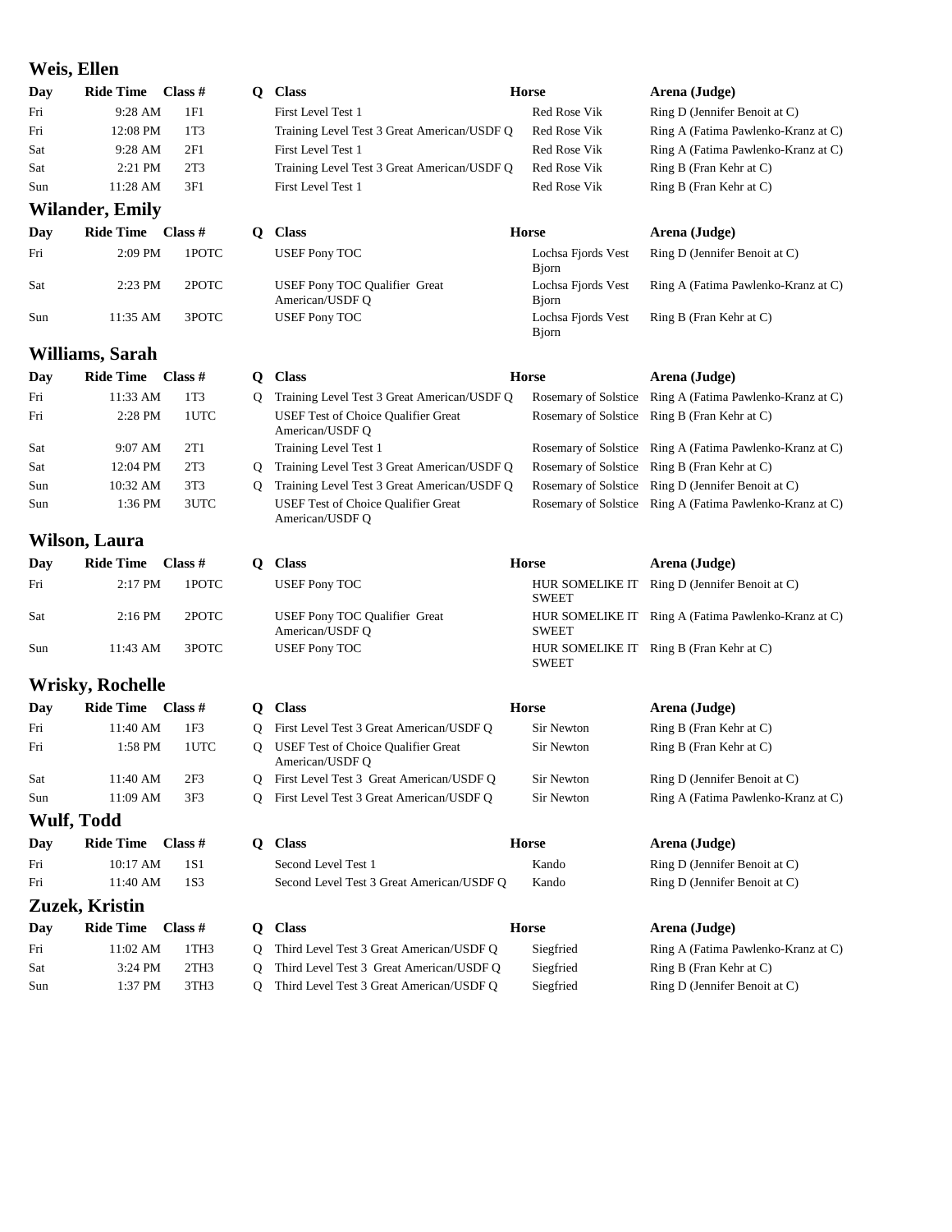## Weis, Ellen

| Day | Ride Time | Class # | Q | Class | Horse | Arena (Judge) |
|---|---|---|---|---|---|---|
| Fri | 9:28 AM | 1F1 | | First Level Test 1 | Red Rose Vik | Ring D (Jennifer Benoit at C) |
| Fri | 12:08 PM | 1T3 | | Training Level Test 3 Great American/USDF Q | Red Rose Vik | Ring A (Fatima Pawlenko-Kranz at C) |
| Sat | 9:28 AM | 2F1 | | First Level Test 1 | Red Rose Vik | Ring A (Fatima Pawlenko-Kranz at C) |
| Sat | 2:21 PM | 2T3 | | Training Level Test 3 Great American/USDF Q | Red Rose Vik | Ring B (Fran Kehr at C) |
| Sun | 11:28 AM | 3F1 | | First Level Test 1 | Red Rose Vik | Ring B (Fran Kehr at C) |

## Wilander, Emily

| Day | Ride Time | Class # | Q | Class | Horse | Arena (Judge) |
|---|---|---|---|---|---|---|
| Fri | 2:09 PM | 1POTC | | USEF Pony TOC | Lochsa Fjords Vest Bjorn | Ring D (Jennifer Benoit at C) |
| Sat | 2:23 PM | 2POTC | | USEF Pony TOC Qualifier Great American/USDF Q | Lochsa Fjords Vest Bjorn | Ring A (Fatima Pawlenko-Kranz at C) |
| Sun | 11:35 AM | 3POTC | | USEF Pony TOC | Lochsa Fjords Vest Bjorn | Ring B (Fran Kehr at C) |

## Williams, Sarah

| Day | Ride Time | Class # | Q | Class | Horse | Arena (Judge) |
|---|---|---|---|---|---|---|
| Fri | 11:33 AM | 1T3 | Q | Training Level Test 3 Great American/USDF Q | Rosemary of Solstice | Ring A (Fatima Pawlenko-Kranz at C) |
| Fri | 2:28 PM | 1UTC | | USEF Test of Choice Qualifier Great American/USDF Q | Rosemary of Solstice | Ring B (Fran Kehr at C) |
| Sat | 9:07 AM | 2T1 | | Training Level Test 1 | Rosemary of Solstice | Ring A (Fatima Pawlenko-Kranz at C) |
| Sat | 12:04 PM | 2T3 | Q | Training Level Test 3 Great American/USDF Q | Rosemary of Solstice | Ring B (Fran Kehr at C) |
| Sun | 10:32 AM | 3T3 | Q | Training Level Test 3 Great American/USDF Q | Rosemary of Solstice | Ring D (Jennifer Benoit at C) |
| Sun | 1:36 PM | 3UTC | | USEF Test of Choice Qualifier Great American/USDF Q | Rosemary of Solstice | Ring A (Fatima Pawlenko-Kranz at C) |

## Wilson, Laura

| Day | Ride Time | Class # | Q | Class | Horse | Arena (Judge) |
|---|---|---|---|---|---|---|
| Fri | 2:17 PM | 1POTC | | USEF Pony TOC | HUR SOMELIKE IT SWEET | Ring D (Jennifer Benoit at C) |
| Sat | 2:16 PM | 2POTC | | USEF Pony TOC Qualifier Great American/USDF Q | HUR SOMELIKE IT SWEET | Ring A (Fatima Pawlenko-Kranz at C) |
| Sun | 11:43 AM | 3POTC | | USEF Pony TOC | HUR SOMELIKE IT SWEET | Ring B (Fran Kehr at C) |

## Wrisky, Rochelle

| Day | Ride Time | Class # | Q | Class | Horse | Arena (Judge) |
|---|---|---|---|---|---|---|
| Fri | 11:40 AM | 1F3 | Q | First Level Test 3 Great American/USDF Q | Sir Newton | Ring B (Fran Kehr at C) |
| Fri | 1:58 PM | 1UTC | Q | USEF Test of Choice Qualifier Great American/USDF Q | Sir Newton | Ring B (Fran Kehr at C) |
| Sat | 11:40 AM | 2F3 | Q | First Level Test 3 Great American/USDF Q | Sir Newton | Ring D (Jennifer Benoit at C) |
| Sun | 11:09 AM | 3F3 | Q | First Level Test 3 Great American/USDF Q | Sir Newton | Ring A (Fatima Pawlenko-Kranz at C) |

## Wulf, Todd

| Day | Ride Time | Class # | Q | Class | Horse | Arena (Judge) |
|---|---|---|---|---|---|---|
| Fri | 10:17 AM | 1S1 | | Second Level Test 1 | Kando | Ring D (Jennifer Benoit at C) |
| Fri | 11:40 AM | 1S3 | | Second Level Test 3 Great American/USDF Q | Kando | Ring D (Jennifer Benoit at C) |

## Zuzek, Kristin

| Day | Ride Time | Class # | Q | Class | Horse | Arena (Judge) |
|---|---|---|---|---|---|---|
| Fri | 11:02 AM | 1TH3 | Q | Third Level Test 3 Great American/USDF Q | Siegfried | Ring A (Fatima Pawlenko-Kranz at C) |
| Sat | 3:24 PM | 2TH3 | Q | Third Level Test 3 Great American/USDF Q | Siegfried | Ring B (Fran Kehr at C) |
| Sun | 1:37 PM | 3TH3 | Q | Third Level Test 3 Great American/USDF Q | Siegfried | Ring D (Jennifer Benoit at C) |